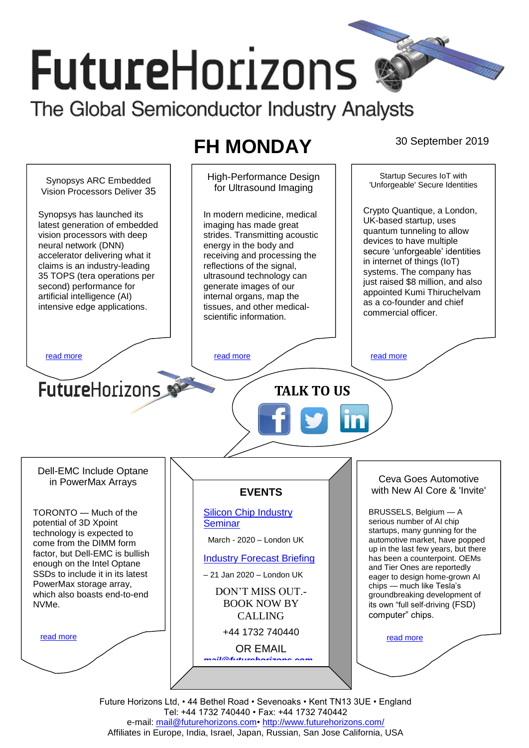# FutureHorizons

The Global Semiconductor Industry Analysts

## FH MONDAY

30 September 2019

### Synopsys ARC Embedded Vision Processors Deliver 35

Synopsys has launched its latest generation of embedded vision processors with deep neural network (DNN) accelerator delivering what it claims is an industry-leading 35 TOPS (tera operations per second) performance for artificial intelligence (AI) intensive edge applications.

read more

### High-Performance Design for Ultrasound Imaging

In modern medicine, medical imaging has made great strides. Transmitting acoustic energy in the body and receiving and processing the reflections of the signal, ultrasound technology can generate images of our internal organs, map the tissues, and other medical-scientific information.

read more

### Startup Secures IoT with 'Unforgeable' Secure Identities

Crypto Quantique, a London, UK-based startup, uses quantum tunneling to allow devices to have multiple secure 'unforgeable' identities in internet of things (IoT) systems. The company has just raised $8 million, and also appointed Kumi Thiruchelvam as a co-founder and chief commercial officer.

read more

FutureHorizons

**TALK TO US**

### Dell-EMC Include Optane in PowerMax Arrays

TORONTO — Much of the potential of 3D Xpoint technology is expected to come from the DIMM form factor, but Dell-EMC is bullish enough on the Intel Optane SSDs to include it in its latest PowerMax storage array, which also boasts end-to-end NVMe.

read more

### EVENTS

[Silicon Chip Industry Seminar](#)

March - 2020 – London UK

[Industry Forecast Briefing](#)

– 21 Jan 2020 – London UK

DON'T MISS OUT.- BOOK NOW BY CALLING

+44 1732 740440

OR EMAIL

mail@futurehorizons.com

### Ceva Goes Automotive with New AI Core & 'Invite'

BRUSSELS, Belgium — A serious number of AI chip startups, many gunning for the automotive market, have popped up in the last few years, but there has been a counterpoint. OEMs and Tier Ones are reportedly eager to design home-grown AI chips — much like Tesla's groundbreaking development of its own "full self-driving (FSD) computer" chips.

read more

Future Horizons Ltd, • 44 Bethel Road • Sevenoaks • Kent TN13 3UE • England
Tel: +44 1732 740440 • Fax: +44 1732 740442
e-mail: mail@futurehorizons.com• http://www.futurehorizons.com/
Affiliates in Europe, India, Israel, Japan, Russian, San Jose California, USA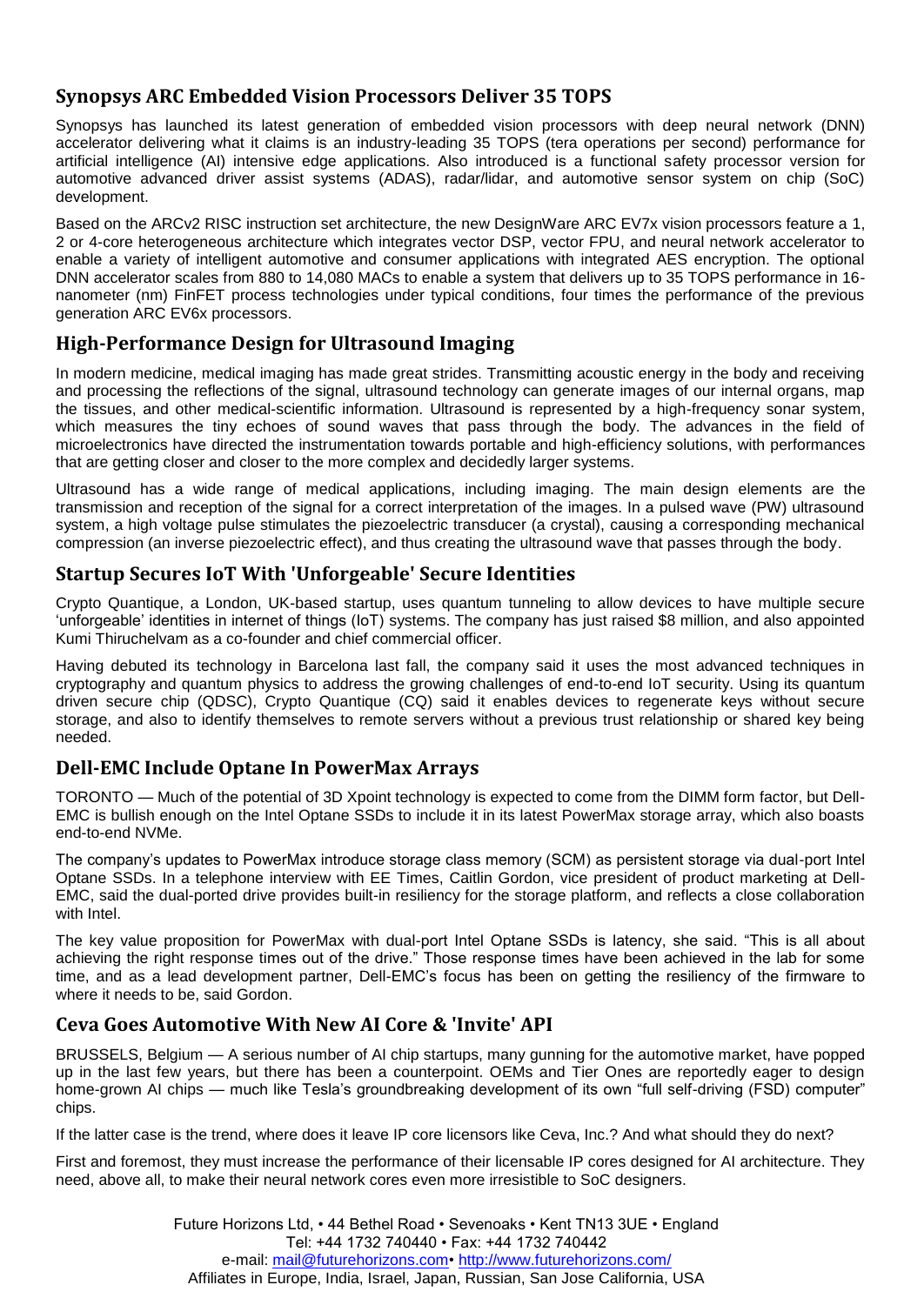## Synopsys ARC Embedded Vision Processors Deliver 35 TOPS

Synopsys has launched its latest generation of embedded vision processors with deep neural network (DNN) accelerator delivering what it claims is an industry-leading 35 TOPS (tera operations per second) performance for artificial intelligence (AI) intensive edge applications. Also introduced is a functional safety processor version for automotive advanced driver assist systems (ADAS), radar/lidar, and automotive sensor system on chip (SoC) development.

Based on the ARCv2 RISC instruction set architecture, the new DesignWare ARC EV7x vision processors feature a 1, 2 or 4-core heterogeneous architecture which integrates vector DSP, vector FPU, and neural network accelerator to enable a variety of intelligent automotive and consumer applications with integrated AES encryption. The optional DNN accelerator scales from 880 to 14,080 MACs to enable a system that delivers up to 35 TOPS performance in 16-nanometer (nm) FinFET process technologies under typical conditions, four times the performance of the previous generation ARC EV6x processors.

## High-Performance Design for Ultrasound Imaging

In modern medicine, medical imaging has made great strides. Transmitting acoustic energy in the body and receiving and processing the reflections of the signal, ultrasound technology can generate images of our internal organs, map the tissues, and other medical-scientific information. Ultrasound is represented by a high-frequency sonar system, which measures the tiny echoes of sound waves that pass through the body. The advances in the field of microelectronics have directed the instrumentation towards portable and high-efficiency solutions, with performances that are getting closer and closer to the more complex and decidedly larger systems.

Ultrasound has a wide range of medical applications, including imaging. The main design elements are the transmission and reception of the signal for a correct interpretation of the images. In a pulsed wave (PW) ultrasound system, a high voltage pulse stimulates the piezoelectric transducer (a crystal), causing a corresponding mechanical compression (an inverse piezoelectric effect), and thus creating the ultrasound wave that passes through the body.

## Startup Secures IoT With 'Unforgeable' Secure Identities

Crypto Quantique, a London, UK-based startup, uses quantum tunneling to allow devices to have multiple secure 'unforgeable' identities in internet of things (IoT) systems. The company has just raised $8 million, and also appointed Kumi Thiruchelvam as a co-founder and chief commercial officer.

Having debuted its technology in Barcelona last fall, the company said it uses the most advanced techniques in cryptography and quantum physics to address the growing challenges of end-to-end IoT security. Using its quantum driven secure chip (QDSC), Crypto Quantique (CQ) said it enables devices to regenerate keys without secure storage, and also to identify themselves to remote servers without a previous trust relationship or shared key being needed.

## Dell-EMC Include Optane In PowerMax Arrays

TORONTO — Much of the potential of 3D Xpoint technology is expected to come from the DIMM form factor, but Dell-EMC is bullish enough on the Intel Optane SSDs to include it in its latest PowerMax storage array, which also boasts end-to-end NVMe.

The company's updates to PowerMax introduce storage class memory (SCM) as persistent storage via dual-port Intel Optane SSDs. In a telephone interview with EE Times, Caitlin Gordon, vice president of product marketing at Dell-EMC, said the dual-ported drive provides built-in resiliency for the storage platform, and reflects a close collaboration with Intel.

The key value proposition for PowerMax with dual-port Intel Optane SSDs is latency, she said. "This is all about achieving the right response times out of the drive." Those response times have been achieved in the lab for some time, and as a lead development partner, Dell-EMC's focus has been on getting the resiliency of the firmware to where it needs to be, said Gordon.

## Ceva Goes Automotive With New AI Core & 'Invite' API

BRUSSELS, Belgium — A serious number of AI chip startups, many gunning for the automotive market, have popped up in the last few years, but there has been a counterpoint. OEMs and Tier Ones are reportedly eager to design home-grown AI chips — much like Tesla's groundbreaking development of its own "full self-driving (FSD) computer" chips.

If the latter case is the trend, where does it leave IP core licensors like Ceva, Inc.? And what should they do next?

First and foremost, they must increase the performance of their licensable IP cores designed for AI architecture. They need, above all, to make their neural network cores even more irresistible to SoC designers.